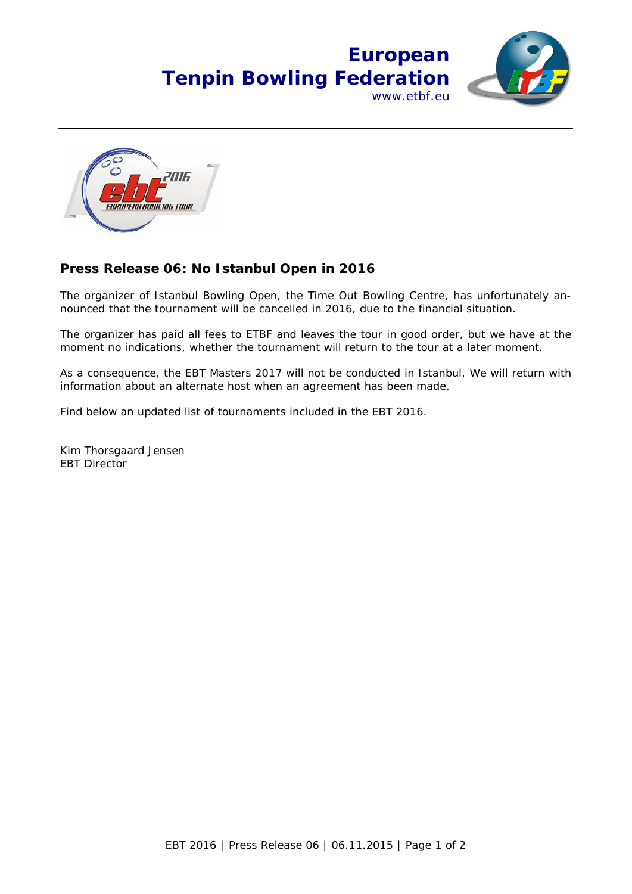# European Tenpin Bowling Federation

www.etbf.eu

## Press Release 06: No Istanbul Open in 2016

The organizer of Istanbul Bowling Open, the Time Out Bowling Centre, has unfortunately announced that the tournament will be cancelled in 2016, due to the financial situation.

The organizer has paid all fees to ETBF and leaves the tour in good order, but we have at the moment no indications, whether the tournament will return to the tour at a later moment.

As a consequence, the EBT Masters 2017 will not be conducted in Istanbul. We will return with information about an alternate host when an agreement has been made.

Find below an updated list of tournaments included in the EBT 2016.

Kim Thorsgaard Jensen
EBT Director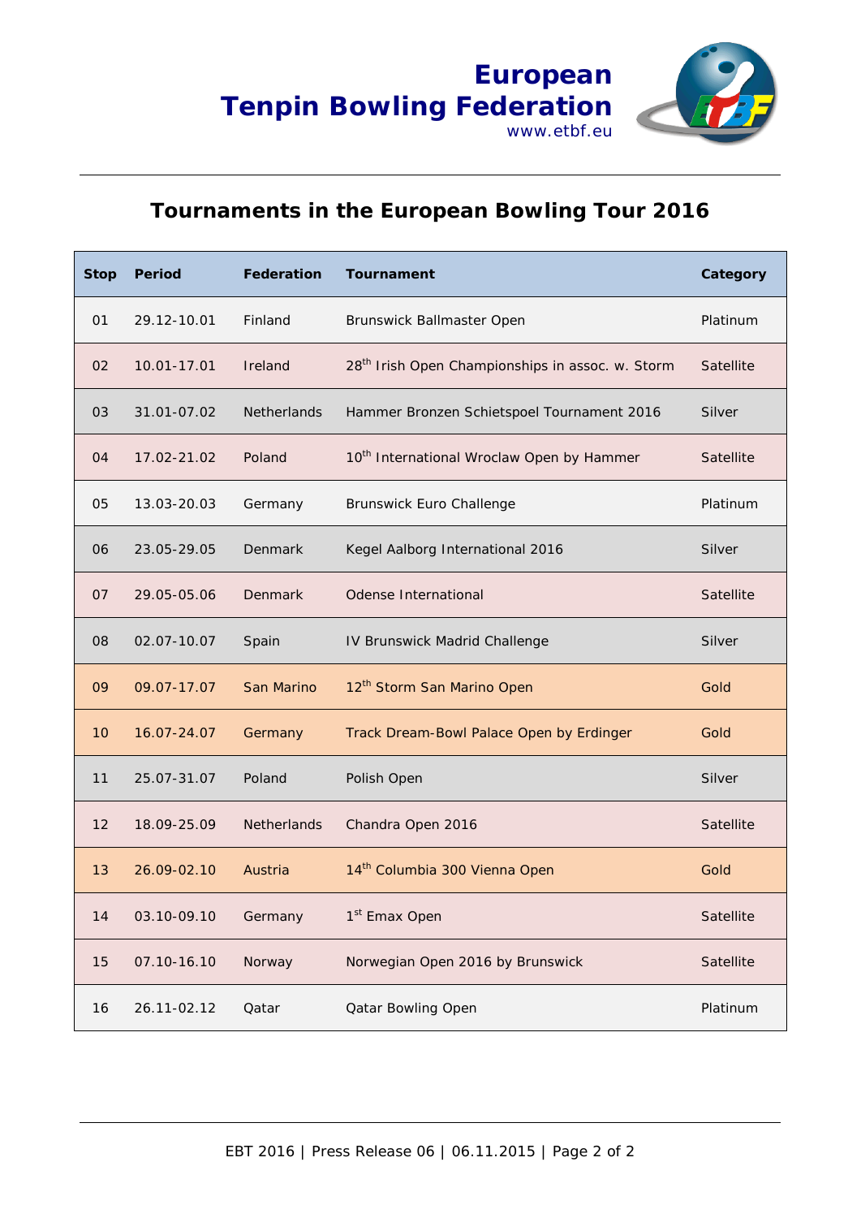European
Tenpin Bowling Federation
www.etbf.eu

## Tournaments in the European Bowling Tour 2016

| Stop | Period | Federation | Tournament | Category |
|---|---|---|---|---|
| 01 | 29.12-10.01 | Finland | Brunswick Ballmaster Open | Platinum |
| 02 | 10.01-17.01 | Ireland | 28th Irish Open Championships in assoc. w. Storm | Satellite |
| 03 | 31.01-07.02 | Netherlands | Hammer Bronzen Schietspoel Tournament 2016 | Silver |
| 04 | 17.02-21.02 | Poland | 10th International Wroclaw Open by Hammer | Satellite |
| 05 | 13.03-20.03 | Germany | Brunswick Euro Challenge | Platinum |
| 06 | 23.05-29.05 | Denmark | Kegel Aalborg International 2016 | Silver |
| 07 | 29.05-05.06 | Denmark | Odense International | Satellite |
| 08 | 02.07-10.07 | Spain | IV Brunswick Madrid Challenge | Silver |
| 09 | 09.07-17.07 | San Marino | 12th Storm San Marino Open | Gold |
| 10 | 16.07-24.07 | Germany | Track Dream-Bowl Palace Open by Erdinger | Gold |
| 11 | 25.07-31.07 | Poland | Polish Open | Silver |
| 12 | 18.09-25.09 | Netherlands | Chandra Open 2016 | Satellite |
| 13 | 26.09-02.10 | Austria | 14th Columbia 300 Vienna Open | Gold |
| 14 | 03.10-09.10 | Germany | 1st Emax Open | Satellite |
| 15 | 07.10-16.10 | Norway | Norwegian Open 2016 by Brunswick | Satellite |
| 16 | 26.11-02.12 | Qatar | Qatar Bowling Open | Platinum |